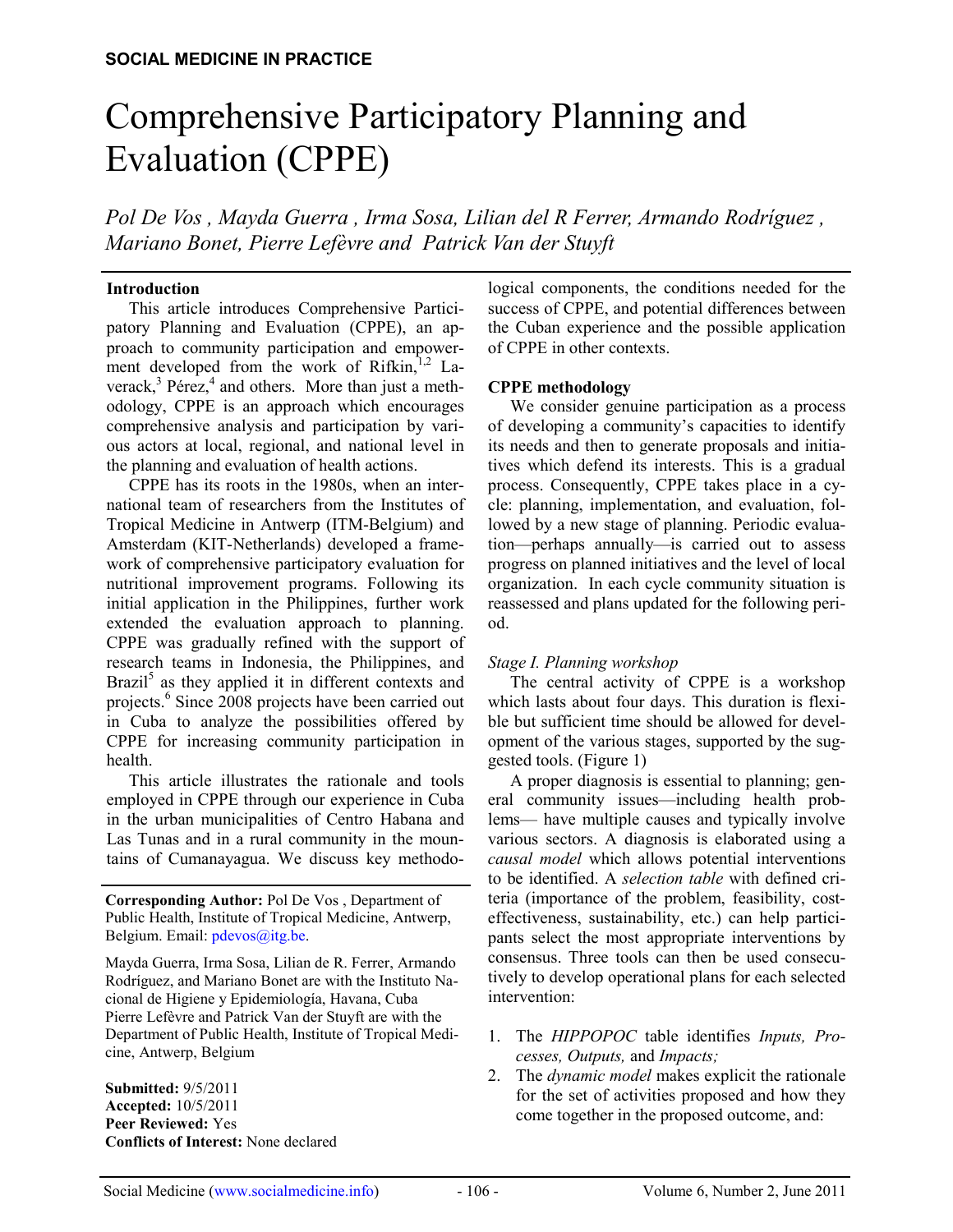SOCIAL MEDICINE IN PRACTICE

# Comprehensive Participatory Planning and Evaluation (CPPE)

*Pol De Vos , Mayda Guerra , Irma Sosa, Lilian del R Ferrer, Armando Rodríguez , Mariano Bonet, Pierre Lefèvre and Patrick Van der Stuyft*

## Introduction

This article introduces Comprehensive Participatory Planning and Evaluation (CPPE), an approach to community participation and empowerment developed from the work of Rifkin,[1,2] Laverack,[3] Pérez,[4] and others. More than just a methodology, CPPE is an approach which encourages comprehensive analysis and participation by various actors at local, regional, and national level in the planning and evaluation of health actions.

CPPE has its roots in the 1980s, when an international team of researchers from the Institutes of Tropical Medicine in Antwerp (ITM-Belgium) and Amsterdam (KIT-Netherlands) developed a framework of comprehensive participatory evaluation for nutritional improvement programs. Following its initial application in the Philippines, further work extended the evaluation approach to planning. CPPE was gradually refined with the support of research teams in Indonesia, the Philippines, and Brazil[5] as they applied it in different contexts and projects.[6] Since 2008 projects have been carried out in Cuba to analyze the possibilities offered by CPPE for increasing community participation in health.

This article illustrates the rationale and tools employed in CPPE through our experience in Cuba in the urban municipalities of Centro Habana and Las Tunas and in a rural community in the mountains of Cumanayagua. We discuss key methodological components, the conditions needed for the success of CPPE, and potential differences between the Cuban experience and the possible application of CPPE in other contexts.

**Corresponding Author:** Pol De Vos , Department of Public Health, Institute of Tropical Medicine, Antwerp, Belgium. Email: pdevos@itg.be.

Mayda Guerra, Irma Sosa, Lilian de R. Ferrer, Armando Rodríguez, and Mariano Bonet are with the Instituto Nacional de Higiene y Epidemiología, Havana, Cuba
Pierre Lefèvre and Patrick Van der Stuyft are with the Department of Public Health, Institute of Tropical Medicine, Antwerp, Belgium

**Submitted:** 9/5/2011
**Accepted:** 10/5/2011
**Peer Reviewed:** Yes
**Conflicts of Interest:** None declared

## CPPE methodology

We consider genuine participation as a process of developing a community's capacities to identify its needs and then to generate proposals and initiatives which defend its interests. This is a gradual process. Consequently, CPPE takes place in a cycle: planning, implementation, and evaluation, followed by a new stage of planning. Periodic evaluation—perhaps annually—is carried out to assess progress on planned initiatives and the level of local organization. In each cycle community situation is reassessed and plans updated for the following period.

### *Stage I. Planning workshop*

The central activity of CPPE is a workshop which lasts about four days. This duration is flexible but sufficient time should be allowed for development of the various stages, supported by the suggested tools. (Figure 1)

A proper diagnosis is essential to planning; general community issues—including health problems— have multiple causes and typically involve various sectors. A diagnosis is elaborated using a *causal model* which allows potential interventions to be identified. A *selection table* with defined criteria (importance of the problem, feasibility, cost-effectiveness, sustainability, etc.) can help participants select the most appropriate interventions by consensus. Three tools can then be used consecutively to develop operational plans for each selected intervention:

1. The *HIPPOPOC* table identifies *Inputs, Processes, Outputs,* and *Impacts;*
2. The *dynamic model* makes explicit the rationale for the set of activities proposed and how they come together in the proposed outcome, and: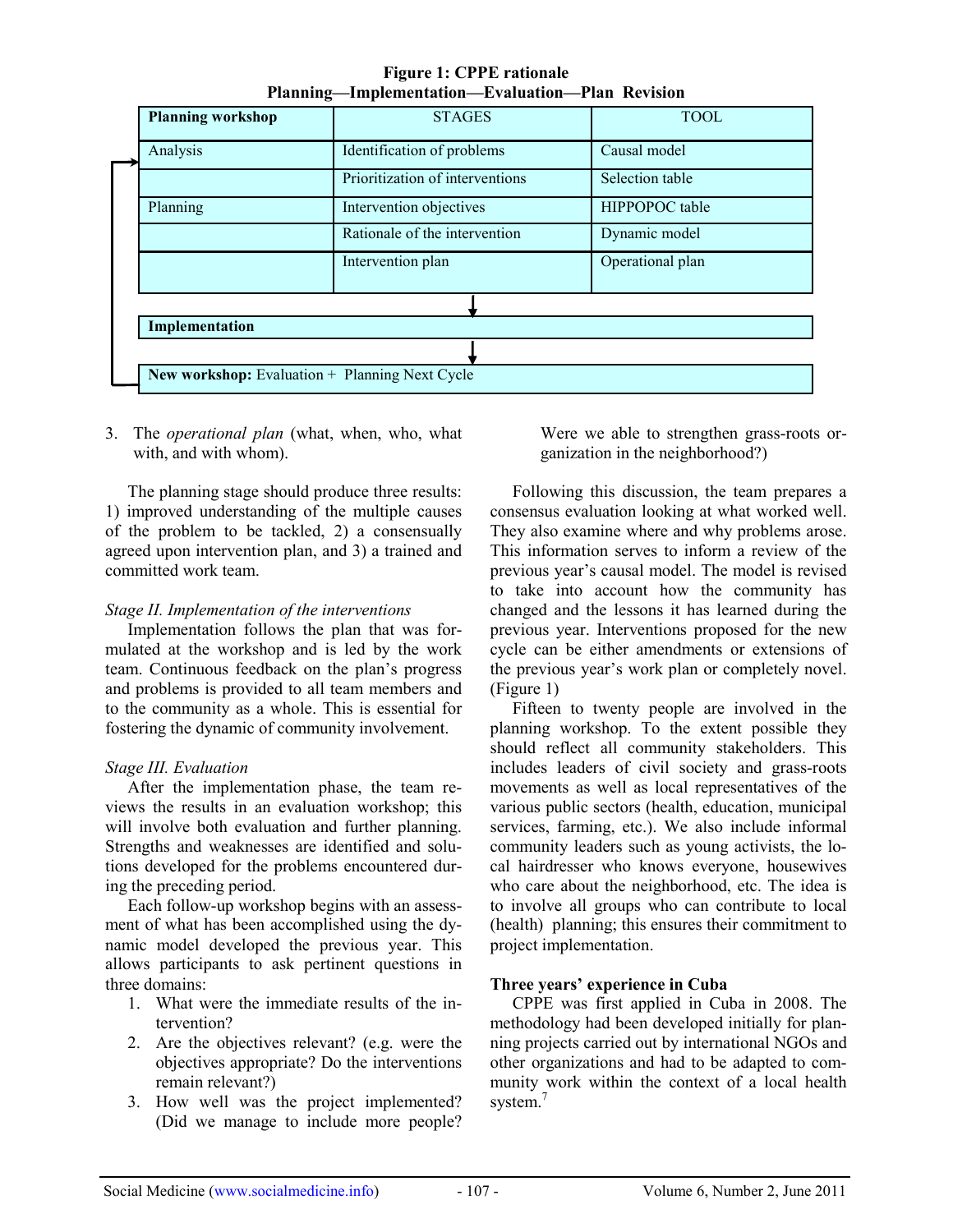**Figure 1: CPPE rationale**
**Planning—Implementation—Evaluation—Plan Revision**

| **Planning workshop** | STAGES | TOOL |
|---|---|---|
| Analysis | Identification of problems | Causal model |
| | Prioritization of interventions | Selection table |
| Planning | Intervention objectives | HIPPOPOC table |
| | Rationale of the intervention | Dynamic model |
| | Intervention plan | Operational plan |
| **Implementation** | | |
| **New workshop:** Evaluation + Planning Next Cycle | | |

3. The *operational plan* (what, when, who, what with, and with whom).

The planning stage should produce three results: 1) improved understanding of the multiple causes of the problem to be tackled, 2) a consensually agreed upon intervention plan, and 3) a trained and committed work team.

*Stage II. Implementation of the interventions*

Implementation follows the plan that was formulated at the workshop and is led by the work team. Continuous feedback on the plan's progress and problems is provided to all team members and to the community as a whole. This is essential for fostering the dynamic of community involvement.

*Stage III. Evaluation*

After the implementation phase, the team reviews the results in an evaluation workshop; this will involve both evaluation and further planning. Strengths and weaknesses are identified and solutions developed for the problems encountered during the preceding period.

Each follow-up workshop begins with an assessment of what has been accomplished using the dynamic model developed the previous year. This allows participants to ask pertinent questions in three domains:

1. What were the immediate results of the intervention?
2. Are the objectives relevant? (e.g. were the objectives appropriate? Do the interventions remain relevant?)
3. How well was the project implemented? (Did we manage to include more people? Were we able to strengthen grass-roots organization in the neighborhood?)

Following this discussion, the team prepares a consensus evaluation looking at what worked well. They also examine where and why problems arose. This information serves to inform a review of the previous year's causal model. The model is revised to take into account how the community has changed and the lessons it has learned during the previous year. Interventions proposed for the new cycle can be either amendments or extensions of the previous year's work plan or completely novel. (Figure 1)

Fifteen to twenty people are involved in the planning workshop. To the extent possible they should reflect all community stakeholders. This includes leaders of civil society and grass-roots movements as well as local representatives of the various public sectors (health, education, municipal services, farming, etc.). We also include informal community leaders such as young activists, the local hairdresser who knows everyone, housewives who care about the neighborhood, etc. The idea is to involve all groups who can contribute to local (health) planning; this ensures their commitment to project implementation.

**Three years' experience in Cuba**

CPPE was first applied in Cuba in 2008. The methodology had been developed initially for planning projects carried out by international NGOs and other organizations and had to be adapted to community work within the context of a local health system.[7]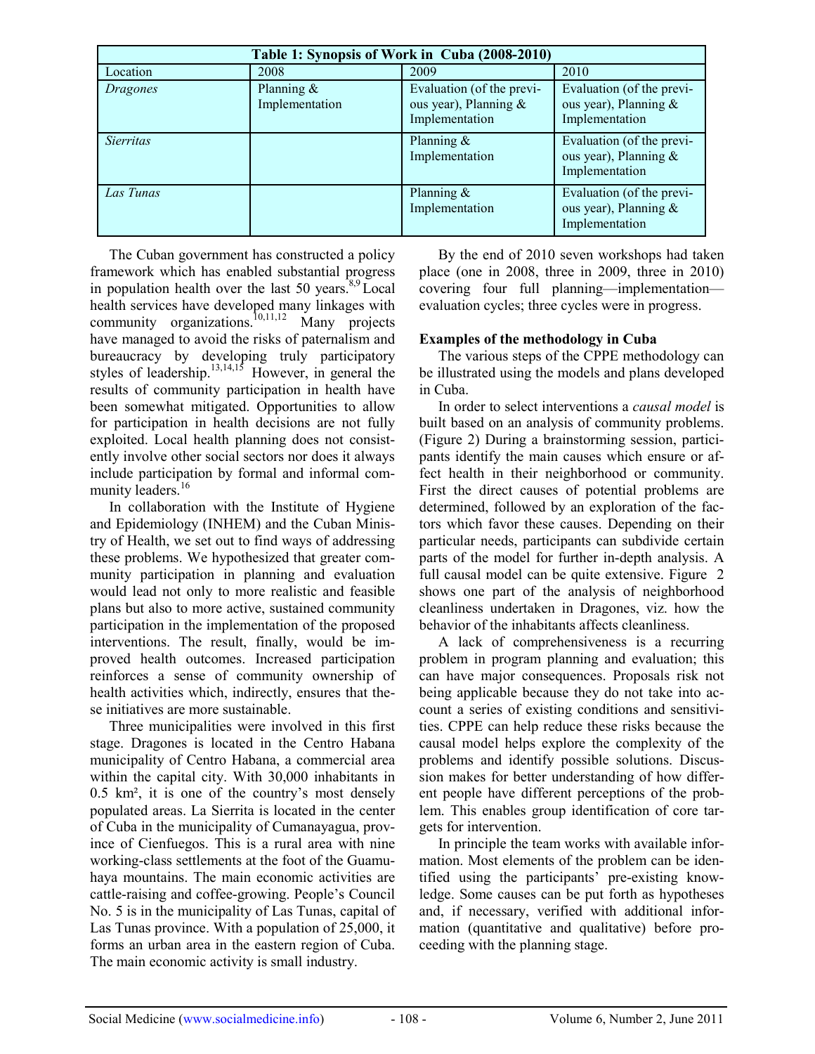**Table 1: Synopsis of Work in Cuba (2008-2010)**

| Location | 2008 | 2009 | 2010 |
|---|---|---|---|
| *Dragones* | Planning & Implementation | Evaluation (of the previous year), Planning & Implementation | Evaluation (of the previous year), Planning & Implementation |
| *Sierritas* | | Planning & Implementation | Evaluation (of the previous year), Planning & Implementation |
| *Las Tunas* | | Planning & Implementation | Evaluation (of the previous year), Planning & Implementation |

The Cuban government has constructed a policy framework which has enabled substantial progress in population health over the last 50 years.[8,9] Local health services have developed many linkages with community organizations.[10,11,12] Many projects have managed to avoid the risks of paternalism and bureaucracy by developing truly participatory styles of leadership.[13,14,15] However, in general the results of community participation in health have been somewhat mitigated. Opportunities to allow for participation in health decisions are not fully exploited. Local health planning does not consistently involve other social sectors nor does it always include participation by formal and informal community leaders.[16]

In collaboration with the Institute of Hygiene and Epidemiology (INHEM) and the Cuban Ministry of Health, we set out to find ways of addressing these problems. We hypothesized that greater community participation in planning and evaluation would lead not only to more realistic and feasible plans but also to more active, sustained community participation in the implementation of the proposed interventions. The result, finally, would be improved health outcomes. Increased participation reinforces a sense of community ownership of health activities which, indirectly, ensures that these initiatives are more sustainable.

Three municipalities were involved in this first stage. Dragones is located in the Centro Habana municipality of Centro Habana, a commercial area within the capital city. With 30,000 inhabitants in 0.5 km², it is one of the country's most densely populated areas. La Sierrita is located in the center of Cuba in the municipality of Cumanayagua, province of Cienfuegos. This is a rural area with nine working-class settlements at the foot of the Guamuhaya mountains. The main economic activities are cattle-raising and coffee-growing. People's Council No. 5 is in the municipality of Las Tunas, capital of Las Tunas province. With a population of 25,000, it forms an urban area in the eastern region of Cuba. The main economic activity is small industry.

By the end of 2010 seven workshops had taken place (one in 2008, three in 2009, three in 2010) covering four full planning—implementation—evaluation cycles; three cycles were in progress.

**Examples of the methodology in Cuba**

The various steps of the CPPE methodology can be illustrated using the models and plans developed in Cuba.

In order to select interventions a *causal model* is built based on an analysis of community problems. (Figure 2) During a brainstorming session, participants identify the main causes which ensure or affect health in their neighborhood or community. First the direct causes of potential problems are determined, followed by an exploration of the factors which favor these causes. Depending on their particular needs, participants can subdivide certain parts of the model for further in-depth analysis. A full causal model can be quite extensive. Figure 2 shows one part of the analysis of neighborhood cleanliness undertaken in Dragones, viz. how the behavior of the inhabitants affects cleanliness.

A lack of comprehensiveness is a recurring problem in program planning and evaluation; this can have major consequences. Proposals risk not being applicable because they do not take into account a series of existing conditions and sensitivities. CPPE can help reduce these risks because the causal model helps explore the complexity of the problems and identify possible solutions. Discussion makes for better understanding of how different people have different perceptions of the problem. This enables group identification of core targets for intervention.

In principle the team works with available information. Most elements of the problem can be identified using the participants' pre-existing knowledge. Some causes can be put forth as hypotheses and, if necessary, verified with additional information (quantitative and qualitative) before proceeding with the planning stage.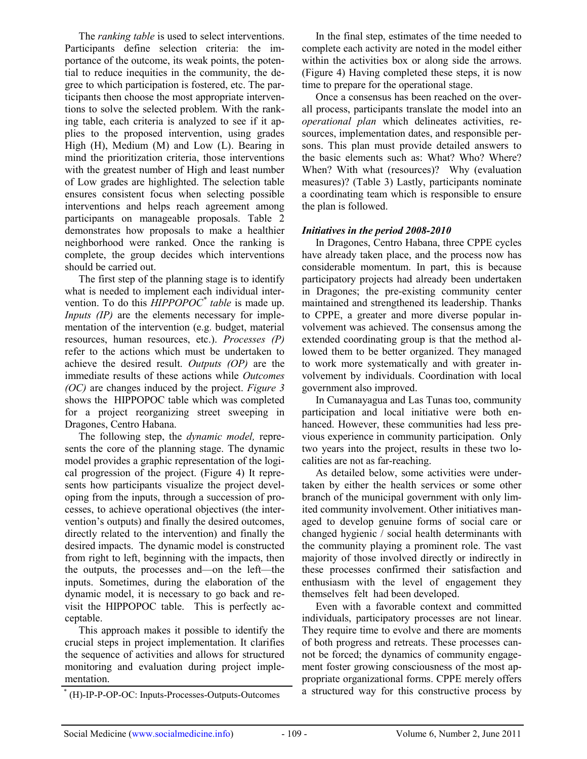The *ranking table* is used to select interventions. Participants define selection criteria: the importance of the outcome, its weak points, the potential to reduce inequities in the community, the degree to which participation is fostered, etc. The participants then choose the most appropriate interventions to solve the selected problem. With the ranking table, each criteria is analyzed to see if it applies to the proposed intervention, using grades High (H), Medium (M) and Low (L). Bearing in mind the prioritization criteria, those interventions with the greatest number of High and least number of Low grades are highlighted. The selection table ensures consistent focus when selecting possible interventions and helps reach agreement among participants on manageable proposals. Table 2 demonstrates how proposals to make a healthier neighborhood were ranked. Once the ranking is complete, the group decides which interventions should be carried out.

The first step of the planning stage is to identify what is needed to implement each individual intervention. To do this *HIPPOPOC*[*] *table* is made up. *Inputs (IP)* are the elements necessary for implementation of the intervention (e.g. budget, material resources, human resources, etc.). *Processes (P)* refer to the actions which must be undertaken to achieve the desired result. *Outputs (OP)* are the immediate results of these actions while *Outcomes (OC)* are changes induced by the project. *Figure 3* shows the HIPPOPOC table which was completed for a project reorganizing street sweeping in Dragones, Centro Habana.

The following step, the *dynamic model,* represents the core of the planning stage. The dynamic model provides a graphic representation of the logical progression of the project. (Figure 4) It represents how participants visualize the project developing from the inputs, through a succession of processes, to achieve operational objectives (the intervention's outputs) and finally the desired outcomes, directly related to the intervention) and finally the desired impacts. The dynamic model is constructed from right to left, beginning with the impacts, then the outputs, the processes and—on the left—the inputs. Sometimes, during the elaboration of the dynamic model, it is necessary to go back and revisit the HIPPOPOC table. This is perfectly acceptable.

This approach makes it possible to identify the crucial steps in project implementation. It clarifies the sequence of activities and allows for structured monitoring and evaluation during project implementation.

[*] (H)-IP-P-OP-OC: Inputs-Processes-Outputs-Outcomes

In the final step, estimates of the time needed to complete each activity are noted in the model either within the activities box or along side the arrows. (Figure 4) Having completed these steps, it is now time to prepare for the operational stage.

Once a consensus has been reached on the overall process, participants translate the model into an *operational plan* which delineates activities, resources, implementation dates, and responsible persons. This plan must provide detailed answers to the basic elements such as: What? Who? Where? When? With what (resources)? Why (evaluation measures)? (Table 3) Lastly, participants nominate a coordinating team which is responsible to ensure the plan is followed.

### *Initiatives in the period 2008-2010*

In Dragones, Centro Habana, three CPPE cycles have already taken place, and the process now has considerable momentum. In part, this is because participatory projects had already been undertaken in Dragones; the pre-existing community center maintained and strengthened its leadership. Thanks to CPPE, a greater and more diverse popular involvement was achieved. The consensus among the extended coordinating group is that the method allowed them to be better organized. They managed to work more systematically and with greater involvement by individuals. Coordination with local government also improved.

In Cumanayagua and Las Tunas too, community participation and local initiative were both enhanced. However, these communities had less previous experience in community participation. Only two years into the project, results in these two localities are not as far-reaching.

As detailed below, some activities were undertaken by either the health services or some other branch of the municipal government with only limited community involvement. Other initiatives managed to develop genuine forms of social care or changed hygienic / social health determinants with the community playing a prominent role. The vast majority of those involved directly or indirectly in these processes confirmed their satisfaction and enthusiasm with the level of engagement they themselves felt had been developed.

Even with a favorable context and committed individuals, participatory processes are not linear. They require time to evolve and there are moments of both progress and retreats. These processes cannot be forced; the dynamics of community engagement foster growing consciousness of the most appropriate organizational forms. CPPE merely offers a structured way for this constructive process by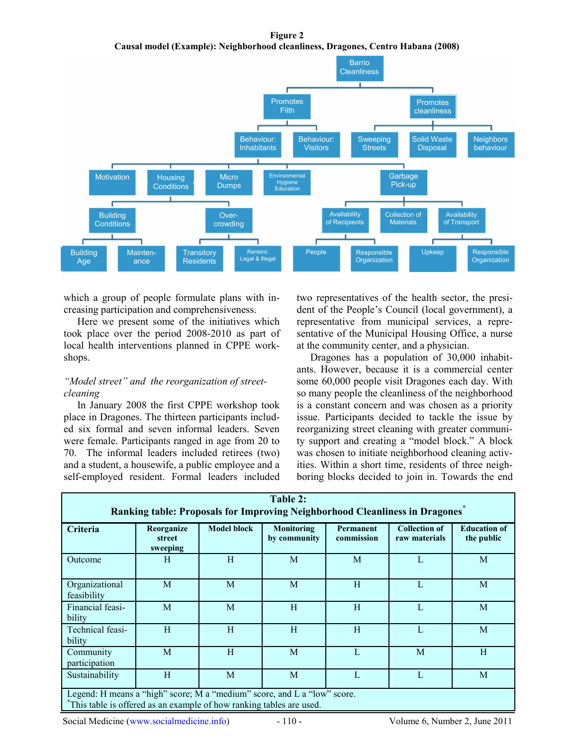**Figure 2**
**Causal model (Example): Neighborhood cleanliness, Dragones, Centro Habana (2008)**

which a group of people formulate plans with increasing participation and comprehensiveness.

Here we present some of the initiatives which took place over the period 2008-2010 as part of local health interventions planned in CPPE workshops.

*"Model street" and the reorganization of street-cleaning*

In January 2008 the first CPPE workshop took place in Dragones. The thirteen participants included six formal and seven informal leaders. Seven were female. Participants ranged in age from 20 to 70. The informal leaders included retirees (two) and a student, a housewife, a public employee and a self-employed resident. Formal leaders included two representatives of the health sector, the president of the People's Council (local government), a representative from municipal services, a representative of the Municipal Housing Office, a nurse at the community center, and a physician.

Dragones has a population of 30,000 inhabitants. However, because it is a commercial center some 60,000 people visit Dragones each day. With so many people the cleanliness of the neighborhood is a constant concern and was chosen as a priority issue. Participants decided to tackle the issue by reorganizing street cleaning with greater community support and creating a "model block." A block was chosen to initiate neighborhood cleaning activities. Within a short time, residents of three neighboring blocks decided to join in. Towards the end

**Table 2:**
**Ranking table: Proposals for Improving Neighborhood Cleanliness in Dragones***

| Criteria | Reorganize street sweeping | Model block | Monitoring by community | Permanent commission | Collection of raw materials | Education of the public |
|---|---|---|---|---|---|---|
| Outcome | H | H | M | M | L | M |
| Organizational feasibility | M | M | M | H | L | M |
| Financial feasibility | M | M | H | H | L | M |
| Technical feasibility | H | H | H | H | L | M |
| Community participation | M | H | M | L | M | H |
| Sustainability | H | M | M | L | L | M |

Legend: H means a "high" score; M a "medium" score, and L a "low" score.
*This table is offered as an example of how ranking tables are used.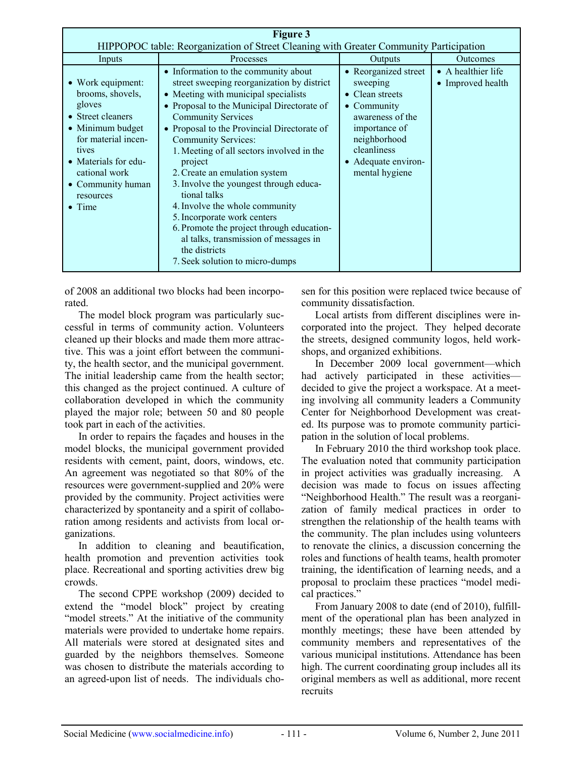**Figure 3**
HIPPOPOC table: Reorganization of Street Cleaning with Greater Community Participation

| Inputs | Processes | Outputs | Outcomes |
|---|---|---|---|
| • Work equipment: brooms, shovels, gloves<br>• Street cleaners<br>• Minimum budget for material incentives<br>• Materials for educational work<br>• Community human resources<br>• Time | • Information to the community about street sweeping reorganization by district<br>• Meeting with municipal specialists<br>• Proposal to the Municipal Directorate of Community Services<br>• Proposal to the Provincial Directorate of Community Services:<br>1. Meeting of all sectors involved in the project<br>2. Create an emulation system<br>3. Involve the youngest through educational talks<br>4. Involve the whole community<br>5. Incorporate work centers<br>6. Promote the project through educational talks, transmission of messages in the districts<br>7. Seek solution to micro-dumps | • Reorganized street sweeping<br>• Clean streets<br>• Community awareness of the importance of neighborhood cleanliness<br>• Adequate environmental hygiene | • A healthier life<br>• Improved health |

of 2008 an additional two blocks had been incorporated.

The model block program was particularly successful in terms of community action. Volunteers cleaned up their blocks and made them more attractive. This was a joint effort between the community, the health sector, and the municipal government. The initial leadership came from the health sector; this changed as the project continued. A culture of collaboration developed in which the community played the major role; between 50 and 80 people took part in each of the activities.

In order to repairs the façades and houses in the model blocks, the municipal government provided residents with cement, paint, doors, windows, etc. An agreement was negotiated so that 80% of the resources were government-supplied and 20% were provided by the community. Project activities were characterized by spontaneity and a spirit of collaboration among residents and activists from local organizations.

In addition to cleaning and beautification, health promotion and prevention activities took place. Recreational and sporting activities drew big crowds.

The second CPPE workshop (2009) decided to extend the "model block" project by creating "model streets." At the initiative of the community materials were provided to undertake home repairs. All materials were stored at designated sites and guarded by the neighbors themselves. Someone was chosen to distribute the materials according to an agreed-upon list of needs. The individuals chosen for this position were replaced twice because of community dissatisfaction.

Local artists from different disciplines were incorporated into the project. They helped decorate the streets, designed community logos, held workshops, and organized exhibitions.

In December 2009 local government—which had actively participated in these activities—decided to give the project a workspace. At a meeting involving all community leaders a Community Center for Neighborhood Development was created. Its purpose was to promote community participation in the solution of local problems.

In February 2010 the third workshop took place. The evaluation noted that community participation in project activities was gradually increasing. A decision was made to focus on issues affecting "Neighborhood Health." The result was a reorganization of family medical practices in order to strengthen the relationship of the health teams with the community. The plan includes using volunteers to renovate the clinics, a discussion concerning the roles and functions of health teams, health promoter training, the identification of learning needs, and a proposal to proclaim these practices "model medical practices."

From January 2008 to date (end of 2010), fulfillment of the operational plan has been analyzed in monthly meetings; these have been attended by community members and representatives of the various municipal institutions. Attendance has been high. The current coordinating group includes all its original members as well as additional, more recent recruits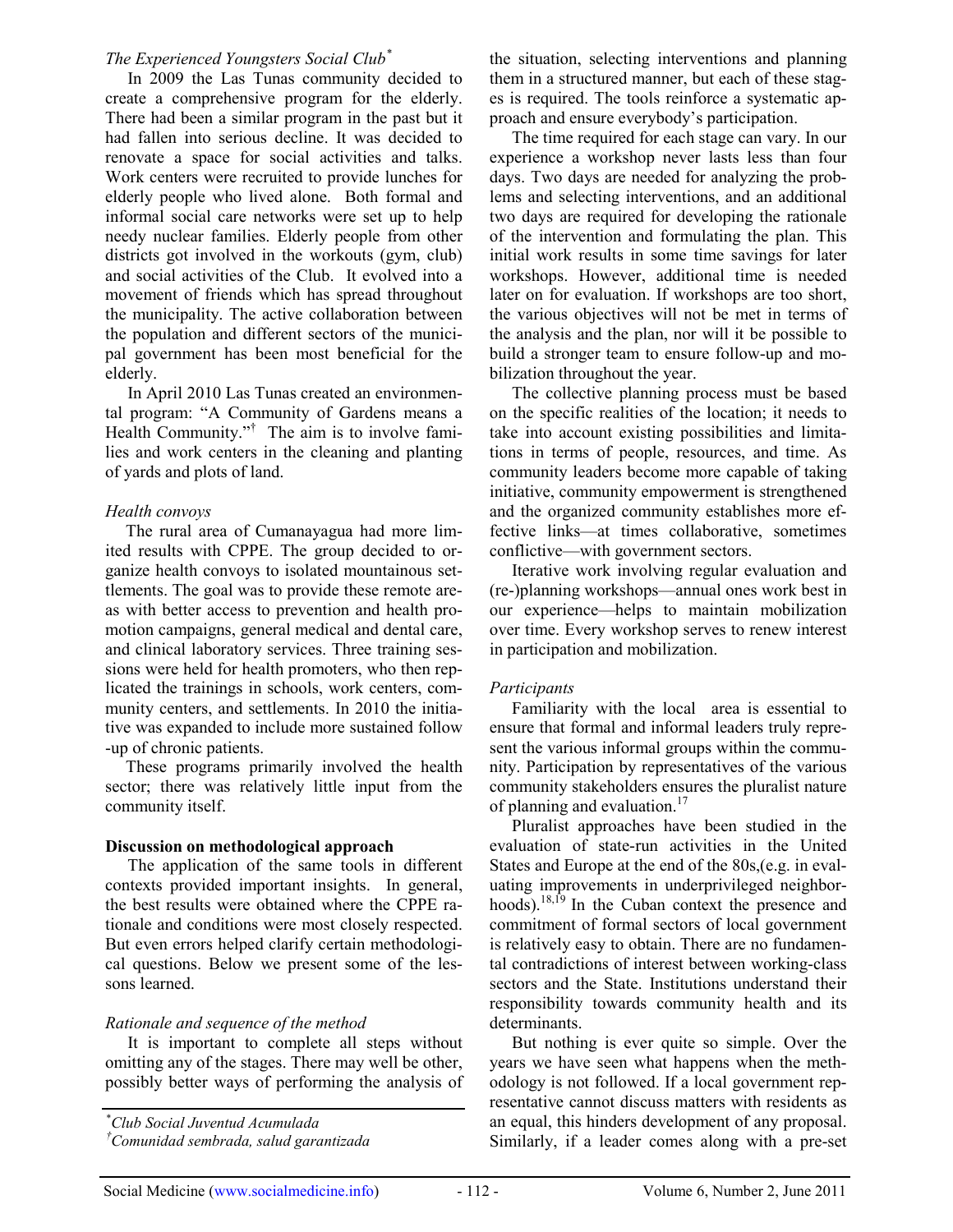*The Experienced Youngsters Social Club*[*]

In 2009 the Las Tunas community decided to create a comprehensive program for the elderly. There had been a similar program in the past but it had fallen into serious decline. It was decided to renovate a space for social activities and talks. Work centers were recruited to provide lunches for elderly people who lived alone. Both formal and informal social care networks were set up to help needy nuclear families. Elderly people from other districts got involved in the workouts (gym, club) and social activities of the Club. It evolved into a movement of friends which has spread throughout the municipality. The active collaboration between the population and different sectors of the municipal government has been most beneficial for the elderly.

In April 2010 Las Tunas created an environmental program: "A Community of Gardens means a Health Community."[†] The aim is to involve families and work centers in the cleaning and planting of yards and plots of land.

*Health convoys*

The rural area of Cumanayagua had more limited results with CPPE. The group decided to organize health convoys to isolated mountainous settlements. The goal was to provide these remote areas with better access to prevention and health promotion campaigns, general medical and dental care, and clinical laboratory services. Three training sessions were held for health promoters, who then replicated the trainings in schools, work centers, community centers, and settlements. In 2010 the initiative was expanded to include more sustained follow-up of chronic patients.

These programs primarily involved the health sector; there was relatively little input from the community itself.

**Discussion on methodological approach**

The application of the same tools in different contexts provided important insights. In general, the best results were obtained where the CPPE rationale and conditions were most closely respected. But even errors helped clarify certain methodological questions. Below we present some of the lessons learned.

*Rationale and sequence of the method*

It is important to complete all steps without omitting any of the stages. There may well be other, possibly better ways of performing the analysis of the situation, selecting interventions and planning them in a structured manner, but each of these stages is required. The tools reinforce a systematic approach and ensure everybody's participation.

The time required for each stage can vary. In our experience a workshop never lasts less than four days. Two days are needed for analyzing the problems and selecting interventions, and an additional two days are required for developing the rationale of the intervention and formulating the plan. This initial work results in some time savings for later workshops. However, additional time is needed later on for evaluation. If workshops are too short, the various objectives will not be met in terms of the analysis and the plan, nor will it be possible to build a stronger team to ensure follow-up and mobilization throughout the year.

The collective planning process must be based on the specific realities of the location; it needs to take into account existing possibilities and limitations in terms of people, resources, and time. As community leaders become more capable of taking initiative, community empowerment is strengthened and the organized community establishes more effective links—at times collaborative, sometimes conflictive—with government sectors.

Iterative work involving regular evaluation and (re-)planning workshops—annual ones work best in our experience—helps to maintain mobilization over time. Every workshop serves to renew interest in participation and mobilization.

*Participants*

Familiarity with the local area is essential to ensure that formal and informal leaders truly represent the various informal groups within the community. Participation by representatives of the various community stakeholders ensures the pluralist nature of planning and evaluation.[17]

Pluralist approaches have been studied in the evaluation of state-run activities in the United States and Europe at the end of the 80s,(e.g. in evaluating improvements in underprivileged neighborhoods).[18,19] In the Cuban context the presence and commitment of formal sectors of local government is relatively easy to obtain. There are no fundamental contradictions of interest between working-class sectors and the State. Institutions understand their responsibility towards community health and its determinants.

But nothing is ever quite so simple. Over the years we have seen what happens when the methodology is not followed. If a local government representative cannot discuss matters with residents as an equal, this hinders development of any proposal. Similarly, if a leader comes along with a pre-set

---

[*] *Club Social Juventud Acumulada*

[†] *Comunidad sembrada, salud garantizada*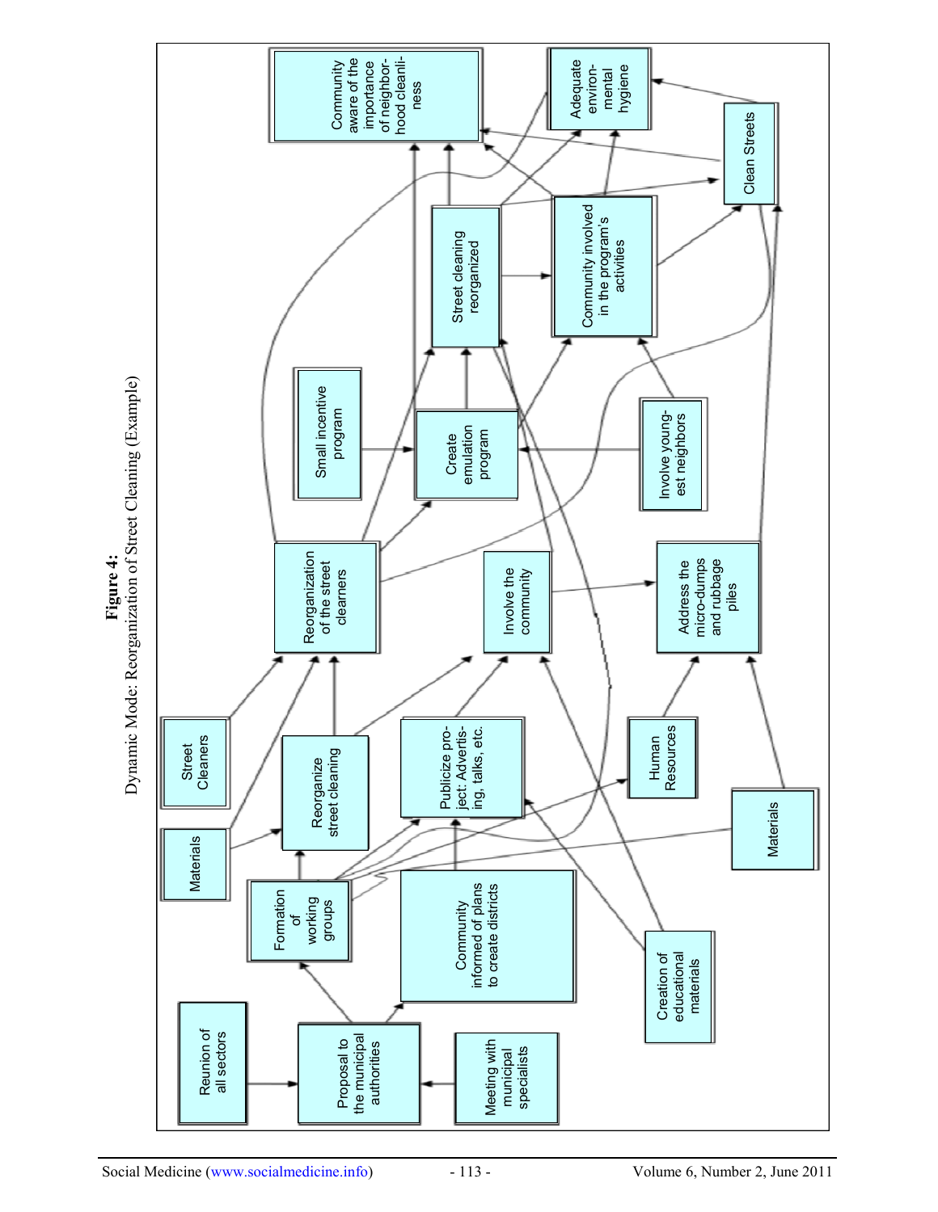**Figure 4:**
Dynamic Mode: Reorganization of Street Cleaning (Example)

- Reunion of all sectors
- Proposal to the municipal authorities
- Meeting with municipal specialists
- Formation of working groups
- Community informed of plans to create districts
- Materials
- Street Cleaners
- Reorganize street cleaning
- Publicize project: Advertising, talks, etc.
- Human Resources
- Materials
- Creation of educational materials
- Reorganization of the street cleaners
- Involve the community
- Address the micro-dumps and rubbage piles
- Small incentive program
- Create emulation program
- Involve youngest neighbors
- Street cleaning reorganized
- Community involved in the program's activities
- Community aware of the importance of neighborhood cleanliness
- Adequate environmental hygiene
- Clean Streets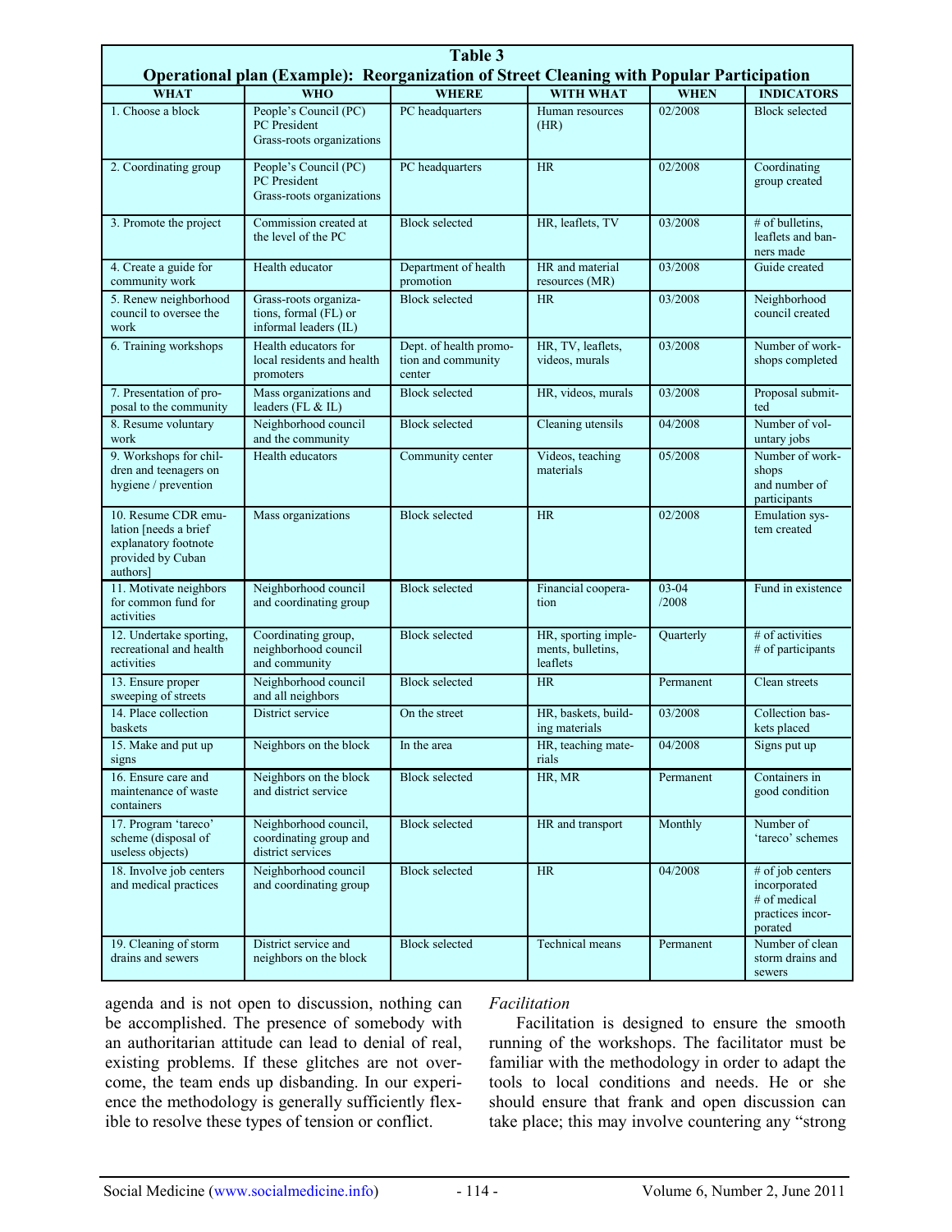**Table 3**
**Operational plan (Example): Reorganization of Street Cleaning with Popular Participation**

| WHAT | WHO | WHERE | WITH WHAT | WHEN | INDICATORS |
|---|---|---|---|---|---|
| 1. Choose a block | People's Council (PC) PC President Grass-roots organizations | PC headquarters | Human resources (HR) | 02/2008 | Block selected |
| 2. Coordinating group | People's Council (PC) PC President Grass-roots organizations | PC headquarters | HR | 02/2008 | Coordinating group created |
| 3. Promote the project | Commission created at the level of the PC | Block selected | HR, leaflets, TV | 03/2008 | # of bulletins, leaflets and banners made |
| 4. Create a guide for community work | Health educator | Department of health promotion | HR and material resources (MR) | 03/2008 | Guide created |
| 5. Renew neighborhood council to oversee the work | Grass-roots organizations, formal (FL) or informal leaders (IL) | Block selected | HR | 03/2008 | Neighborhood council created |
| 6. Training workshops | Health educators for local residents and health promoters | Dept. of health promotion and community center | HR, TV, leaflets, videos, murals | 03/2008 | Number of workshops completed |
| 7. Presentation of proposal to the community | Mass organizations and leaders (FL & IL) | Block selected | HR, videos, murals | 03/2008 | Proposal submitted |
| 8. Resume voluntary work | Neighborhood council and the community | Block selected | Cleaning utensils | 04/2008 | Number of voluntary jobs |
| 9. Workshops for children and teenagers on hygiene / prevention | Health educators | Community center | Videos, teaching materials | 05/2008 | Number of workshops and number of participants |
| 10. Resume CDR emulation [needs a brief explanatory footnote provided by Cuban authors] | Mass organizations | Block selected | HR | 02/2008 | Emulation system created |
| 11. Motivate neighbors for common fund for activities | Neighborhood council and coordinating group | Block selected | Financial cooperation | 03-04 /2008 | Fund in existence |
| 12. Undertake sporting, recreational and health activities | Coordinating group, neighborhood council and community | Block selected | HR, sporting implements, bulletins, leaflets | Quarterly | # of activities # of participants |
| 13. Ensure proper sweeping of streets | Neighborhood council and all neighbors | Block selected | HR | Permanent | Clean streets |
| 14. Place collection baskets | District service | On the street | HR, baskets, building materials | 03/2008 | Collection baskets placed |
| 15. Make and put up signs | Neighbors on the block | In the area | HR, teaching materials | 04/2008 | Signs put up |
| 16. Ensure care and maintenance of waste containers | Neighbors on the block and district service | Block selected | HR, MR | Permanent | Containers in good condition |
| 17. Program 'tareco' scheme (disposal of useless objects) | Neighborhood council, coordinating group and district services | Block selected | HR and transport | Monthly | Number of 'tareco' schemes |
| 18. Involve job centers and medical practices | Neighborhood council and coordinating group | Block selected | HR | 04/2008 | # of job centers incorporated # of medical practices incorporated |
| 19. Cleaning of storm drains and sewers | District service and neighbors on the block | Block selected | Technical means | Permanent | Number of clean storm drains and sewers |

agenda and is not open to discussion, nothing can be accomplished. The presence of somebody with an authoritarian attitude can lead to denial of real, existing problems. If these glitches are not overcome, the team ends up disbanding. In our experience the methodology is generally sufficiently flexible to resolve these types of tension or conflict.

*Facilitation*

Facilitation is designed to ensure the smooth running of the workshops. The facilitator must be familiar with the methodology in order to adapt the tools to local conditions and needs. He or she should ensure that frank and open discussion can take place; this may involve countering any "strong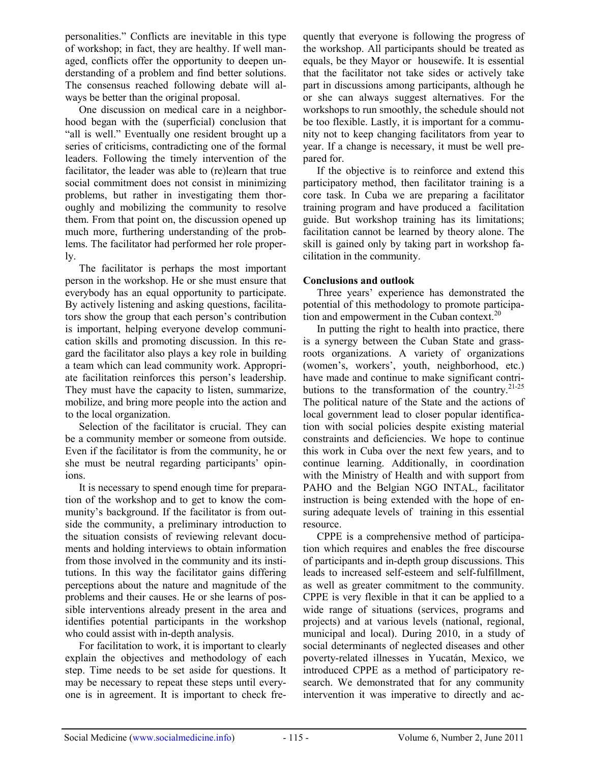personalities." Conflicts are inevitable in this type of workshop; in fact, they are healthy. If well managed, conflicts offer the opportunity to deepen understanding of a problem and find better solutions. The consensus reached following debate will always be better than the original proposal.

One discussion on medical care in a neighborhood began with the (superficial) conclusion that "all is well." Eventually one resident brought up a series of criticisms, contradicting one of the formal leaders. Following the timely intervention of the facilitator, the leader was able to (re)learn that true social commitment does not consist in minimizing problems, but rather in investigating them thoroughly and mobilizing the community to resolve them. From that point on, the discussion opened up much more, furthering understanding of the problems. The facilitator had performed her role properly.

The facilitator is perhaps the most important person in the workshop. He or she must ensure that everybody has an equal opportunity to participate. By actively listening and asking questions, facilitators show the group that each person's contribution is important, helping everyone develop communication skills and promoting discussion. In this regard the facilitator also plays a key role in building a team which can lead community work. Appropriate facilitation reinforces this person's leadership. They must have the capacity to listen, summarize, mobilize, and bring more people into the action and to the local organization.

Selection of the facilitator is crucial. They can be a community member or someone from outside. Even if the facilitator is from the community, he or she must be neutral regarding participants' opinions.

It is necessary to spend enough time for preparation of the workshop and to get to know the community's background. If the facilitator is from outside the community, a preliminary introduction to the situation consists of reviewing relevant documents and holding interviews to obtain information from those involved in the community and its institutions. In this way the facilitator gains differing perceptions about the nature and magnitude of the problems and their causes. He or she learns of possible interventions already present in the area and identifies potential participants in the workshop who could assist with in-depth analysis.

For facilitation to work, it is important to clearly explain the objectives and methodology of each step. Time needs to be set aside for questions. It may be necessary to repeat these steps until everyone is in agreement. It is important to check frequently that everyone is following the progress of the workshop. All participants should be treated as equals, be they Mayor or housewife. It is essential that the facilitator not take sides or actively take part in discussions among participants, although he or she can always suggest alternatives. For the workshops to run smoothly, the schedule should not be too flexible. Lastly, it is important for a community not to keep changing facilitators from year to year. If a change is necessary, it must be well prepared for.

If the objective is to reinforce and extend this participatory method, then facilitator training is a core task. In Cuba we are preparing a facilitator training program and have produced a facilitation guide. But workshop training has its limitations; facilitation cannot be learned by theory alone. The skill is gained only by taking part in workshop facilitation in the community.

**Conclusions and outlook**

Three years' experience has demonstrated the potential of this methodology to promote participation and empowerment in the Cuban context.[20]

In putting the right to health into practice, there is a synergy between the Cuban State and grassroots organizations. A variety of organizations (women's, workers', youth, neighborhood, etc.) have made and continue to make significant contributions to the transformation of the country.[21-25] The political nature of the State and the actions of local government lead to closer popular identification with social policies despite existing material constraints and deficiencies. We hope to continue this work in Cuba over the next few years, and to continue learning. Additionally, in coordination with the Ministry of Health and with support from PAHO and the Belgian NGO INTAL, facilitator instruction is being extended with the hope of ensuring adequate levels of training in this essential resource.

CPPE is a comprehensive method of participation which requires and enables the free discourse of participants and in-depth group discussions. This leads to increased self-esteem and self-fulfillment, as well as greater commitment to the community. CPPE is very flexible in that it can be applied to a wide range of situations (services, programs and projects) and at various levels (national, regional, municipal and local). During 2010, in a study of social determinants of neglected diseases and other poverty-related illnesses in Yucatán, Mexico, we introduced CPPE as a method of participatory research. We demonstrated that for any community intervention it was imperative to directly and ac-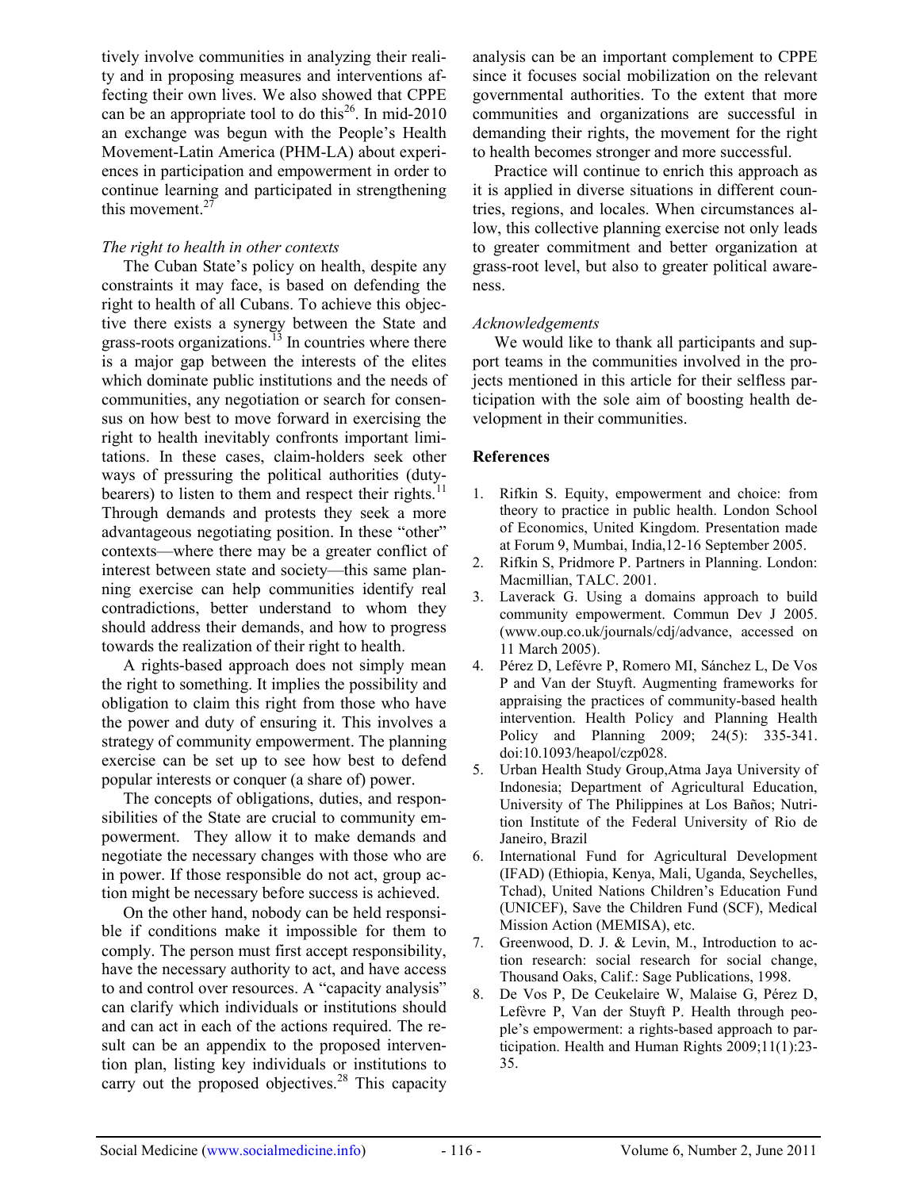tively involve communities in analyzing their reality and in proposing measures and interventions affecting their own lives. We also showed that CPPE can be an appropriate tool to do this[26]. In mid-2010 an exchange was begun with the People's Health Movement-Latin America (PHM-LA) about experiences in participation and empowerment in order to continue learning and participated in strengthening this movement.[27]

*The right to health in other contexts*

The Cuban State's policy on health, despite any constraints it may face, is based on defending the right to health of all Cubans. To achieve this objective there exists a synergy between the State and grass-roots organizations.[13] In countries where there is a major gap between the interests of the elites which dominate public institutions and the needs of communities, any negotiation or search for consensus on how best to move forward in exercising the right to health inevitably confronts important limitations. In these cases, claim-holders seek other ways of pressuring the political authorities (duty-bearers) to listen to them and respect their rights.[11] Through demands and protests they seek a more advantageous negotiating position. In these "other" contexts—where there may be a greater conflict of interest between state and society—this same planning exercise can help communities identify real contradictions, better understand to whom they should address their demands, and how to progress towards the realization of their right to health.

A rights-based approach does not simply mean the right to something. It implies the possibility and obligation to claim this right from those who have the power and duty of ensuring it. This involves a strategy of community empowerment. The planning exercise can be set up to see how best to defend popular interests or conquer (a share of) power.

The concepts of obligations, duties, and responsibilities of the State are crucial to community empowerment. They allow it to make demands and negotiate the necessary changes with those who are in power. If those responsible do not act, group action might be necessary before success is achieved.

On the other hand, nobody can be held responsible if conditions make it impossible for them to comply. The person must first accept responsibility, have the necessary authority to act, and have access to and control over resources. A "capacity analysis" can clarify which individuals or institutions should and can act in each of the actions required. The result can be an appendix to the proposed intervention plan, listing key individuals or institutions to carry out the proposed objectives.[28] This capacity analysis can be an important complement to CPPE since it focuses social mobilization on the relevant governmental authorities. To the extent that more communities and organizations are successful in demanding their rights, the movement for the right to health becomes stronger and more successful.

Practice will continue to enrich this approach as it is applied in diverse situations in different countries, regions, and locales. When circumstances allow, this collective planning exercise not only leads to greater commitment and better organization at grass-root level, but also to greater political awareness.

*Acknowledgements*

We would like to thank all participants and support teams in the communities involved in the projects mentioned in this article for their selfless participation with the sole aim of boosting health development in their communities.

**References**

1. Rifkin S. Equity, empowerment and choice: from theory to practice in public health. London School of Economics, United Kingdom. Presentation made at Forum 9, Mumbai, India,12-16 September 2005.
2. Rifkin S, Pridmore P. Partners in Planning. London: Macmillian, TALC. 2001.
3. Laverack G. Using a domains approach to build community empowerment. Commun Dev J 2005. (www.oup.co.uk/journals/cdj/advance, accessed on 11 March 2005).
4. Pérez D, Lefévre P, Romero MI, Sánchez L, De Vos P and Van der Stuyft. Augmenting frameworks for appraising the practices of community-based health intervention. Health Policy and Planning Health Policy and Planning 2009; 24(5): 335-341. doi:10.1093/heapol/czp028.
5. Urban Health Study Group,Atma Jaya University of Indonesia; Department of Agricultural Education, University of The Philippines at Los Baños; Nutrition Institute of the Federal University of Rio de Janeiro, Brazil
6. International Fund for Agricultural Development (IFAD) (Ethiopia, Kenya, Mali, Uganda, Seychelles, Tchad), United Nations Children's Education Fund (UNICEF), Save the Children Fund (SCF), Medical Mission Action (MEMISA), etc.
7. Greenwood, D. J. & Levin, M., Introduction to action research: social research for social change, Thousand Oaks, Calif.: Sage Publications, 1998.
8. De Vos P, De Ceukelaire W, Malaise G, Pérez D, Lefèvre P, Van der Stuyft P. Health through people's empowerment: a rights-based approach to participation. Health and Human Rights 2009;11(1):23-35.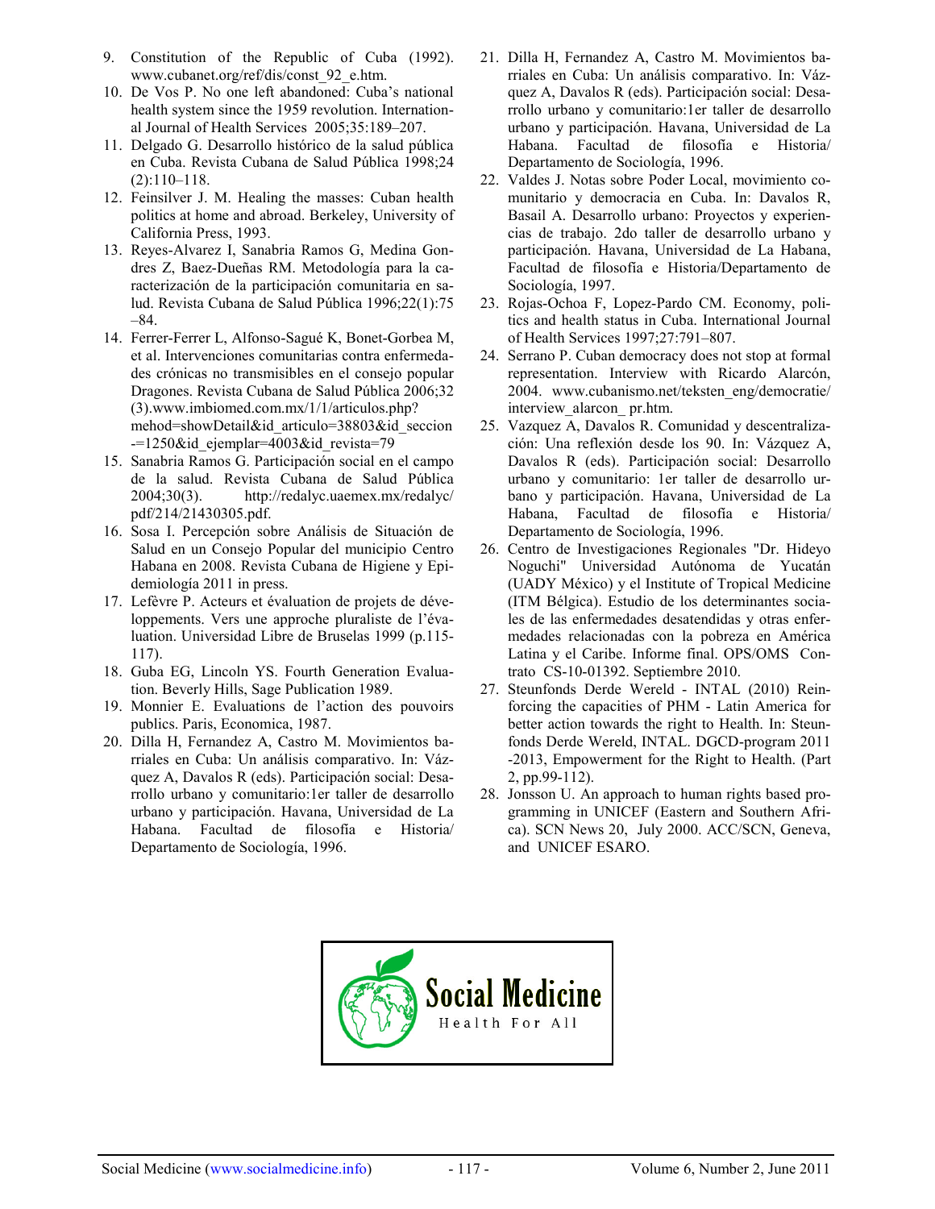9. Constitution of the Republic of Cuba (1992). www.cubanet.org/ref/dis/const_92_e.htm.
10. De Vos P. No one left abandoned: Cuba's national health system since the 1959 revolution. International Journal of Health Services 2005;35:189–207.
11. Delgado G. Desarrollo histórico de la salud pública en Cuba. Revista Cubana de Salud Pública 1998;24 (2):110–118.
12. Feinsilver J. M. Healing the masses: Cuban health politics at home and abroad. Berkeley, University of California Press, 1993.
13. Reyes-Alvarez I, Sanabria Ramos G, Medina Gondres Z, Baez-Dueñas RM. Metodología para la caracterización de la participación comunitaria en salud. Revista Cubana de Salud Pública 1996;22(1):75 –84.
14. Ferrer-Ferrer L, Alfonso-Sagué K, Bonet-Gorbea M, et al. Intervenciones comunitarias contra enfermedades crónicas no transmisibles en el consejo popular Dragones. Revista Cubana de Salud Pública 2006;32 (3).www.imbiomed.com.mx/1/1/articulos.php?mehod=showDetail&id_articulo=38803&id_seccion-=1250&id_ejemplar=4003&id_revista=79
15. Sanabria Ramos G. Participación social en el campo de la salud. Revista Cubana de Salud Pública 2004;30(3). http://redalyc.uaemex.mx/redalyc/pdf/214/21430305.pdf.
16. Sosa I. Percepción sobre Análisis de Situación de Salud en un Consejo Popular del municipio Centro Habana en 2008. Revista Cubana de Higiene y Epidemiología 2011 in press.
17. Lefèvre P. Acteurs et évaluation de projets de développements. Vers une approche pluraliste de l'évaluation. Universidad Libre de Bruselas 1999 (p.115-117).
18. Guba EG, Lincoln YS. Fourth Generation Evaluation. Beverly Hills, Sage Publication 1989.
19. Monnier E. Evaluations de l'action des pouvoirs publics. Paris, Economica, 1987.
20. Dilla H, Fernandez A, Castro M. Movimientos barriales en Cuba: Un análisis comparativo. In: Vázquez A, Davalos R (eds). Participación social: Desarrollo urbano y comunitario:1er taller de desarrollo urbano y participación. Havana, Universidad de La Habana. Facultad de filosofía e Historia/ Departamento de Sociología, 1996.
21. Dilla H, Fernandez A, Castro M. Movimientos barriales en Cuba: Un análisis comparativo. In: Vázquez A, Davalos R (eds). Participación social: Desarrollo urbano y comunitario:1er taller de desarrollo urbano y participación. Havana, Universidad de La Habana. Facultad de filosofía e Historia/ Departamento de Sociología, 1996.
22. Valdes J. Notas sobre Poder Local, movimiento comunitario y democracia en Cuba. In: Davalos R, Basail A. Desarrollo urbano: Proyectos y experiencias de trabajo. 2do taller de desarrollo urbano y participación. Havana, Universidad de La Habana, Facultad de filosofía e Historia/Departamento de Sociología, 1997.
23. Rojas-Ochoa F, Lopez-Pardo CM. Economy, politics and health status in Cuba. International Journal of Health Services 1997;27:791–807.
24. Serrano P. Cuban democracy does not stop at formal representation. Interview with Ricardo Alarcón, 2004. www.cubanismo.net/teksten_eng/democratie/interview_alarcon_ pr.htm.
25. Vazquez A, Davalos R. Comunidad y descentralización: Una reflexión desde los 90. In: Vázquez A, Davalos R (eds). Participación social: Desarrollo urbano y comunitario: 1er taller de desarrollo urbano y participación. Havana, Universidad de La Habana, Facultad de filosofía e Historia/ Departamento de Sociología, 1996.
26. Centro de Investigaciones Regionales "Dr. Hideyo Noguchi" Universidad Autónoma de Yucatán (UADY México) y el Institute of Tropical Medicine (ITM Bélgica). Estudio de los determinantes sociales de las enfermedades desatendidas y otras enfermedades relacionadas con la pobreza en América Latina y el Caribe. Informe final. OPS/OMS Contrato CS-10-01392. Septiembre 2010.
27. Steunfonds Derde Wereld - INTAL (2010) Reinforcing the capacities of PHM - Latin America for better action towards the right to Health. In: Steunfonds Derde Wereld, INTAL. DGCD-program 2011 -2013, Empowerment for the Right to Health. (Part 2, pp.99-112).
28. Jonsson U. An approach to human rights based programming in UNICEF (Eastern and Southern Africa). SCN News 20, July 2000. ACC/SCN, Geneva, and UNICEF ESARO.

Social Medicine
Health For All